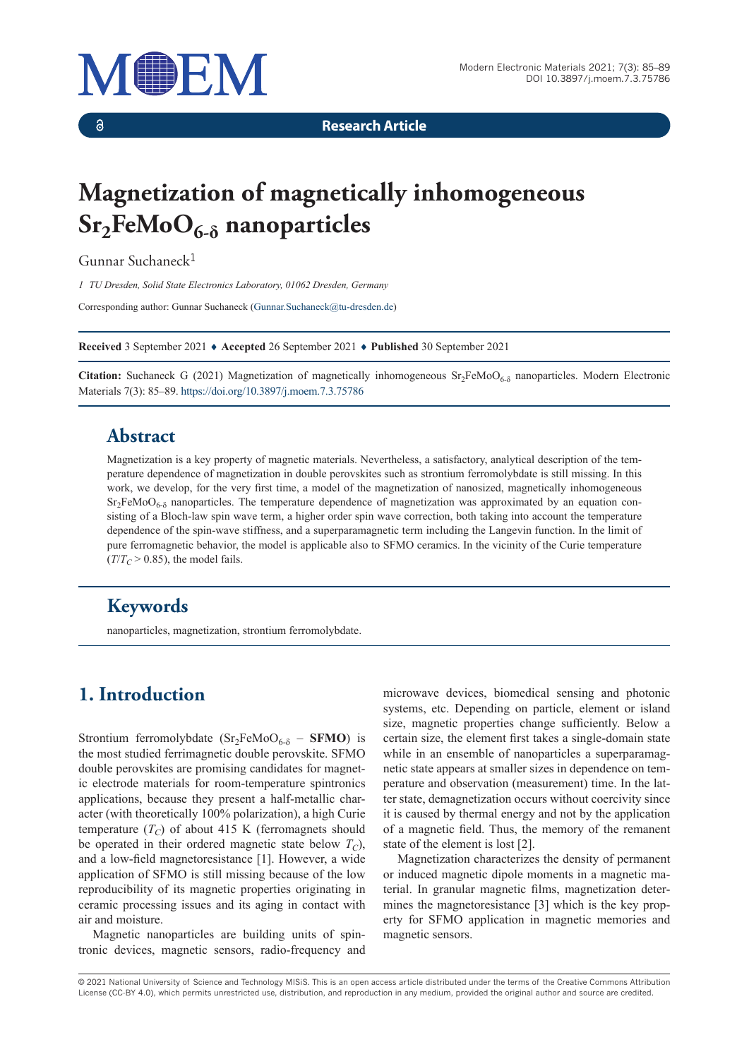Research Article

# Magnetization of magnetically inhomogeneous $Sr_2FeMoO_{6-\delta}$ nanoparticles

Gunnar Suchaneck[1]

*1 TU Dresden, Solid State Electronics Laboratory, 01062 Dresden, Germany*

Corresponding author: Gunnar Suchaneck (Gunnar.Suchaneck@tu-dresden.de)

**Received** 3 September 2021 ♦ **Accepted** 26 September 2021 ♦ **Published** 30 September 2021

**Citation:** Suchaneck G (2021) Magnetization of magnetically inhomogeneous $Sr_2FeMoO_{6-\delta}$ nanoparticles. Modern Electronic Materials 7(3): 85–89. https://doi.org/10.3897/j.moem.7.3.75786

## Abstract

Magnetization is a key property of magnetic materials. Nevertheless, a satisfactory, analytical description of the temperature dependence of magnetization in double perovskites such as strontium ferromolybdate is still missing. In this work, we develop, for the very first time, a model of the magnetization of nanosized, magnetically inhomogeneous $Sr_2FeMoO_{6-\delta}$ nanoparticles. The temperature dependence of magnetization was approximated by an equation consisting of a Bloch-law spin wave term, a higher order spin wave correction, both taking into account the temperature dependence of the spin-wave stiffness, and a superparamagnetic term including the Langevin function. In the limit of pure ferromagnetic behavior, the model is applicable also to SFMO ceramics. In the vicinity of the Curie temperature ($T/T_C > 0.85$), the model fails.

## Keywords

nanoparticles, magnetization, strontium ferromolybdate.

## 1. Introduction

Strontium ferromolybdate ($Sr_2FeMoO_{6-\delta}$ – **SFMO**) is the most studied ferrimagnetic double perovskite. SFMO double perovskites are promising candidates for magnetic electrode materials for room-temperature spintronics applications, because they present a half-metallic character (with theoretically 100% polarization), a high Curie temperature ($T_C$) of about 415 K (ferromagnets should be operated in their ordered magnetic state below $T_C$), and a low-field magnetoresistance [1]. However, a wide application of SFMO is still missing because of the low reproducibility of its magnetic properties originating in ceramic processing issues and its aging in contact with air and moisture.

Magnetic nanoparticles are building units of spintronic devices, magnetic sensors, radio-frequency and microwave devices, biomedical sensing and photonic systems, etc. Depending on particle, element or island size, magnetic properties change sufficiently. Below a certain size, the element first takes a single-domain state while in an ensemble of nanoparticles a superparamagnetic state appears at smaller sizes in dependence on temperature and observation (measurement) time. In the latter state, demagnetization occurs without coercivity since it is caused by thermal energy and not by the application of a magnetic field. Thus, the memory of the remanent state of the element is lost [2].

Magnetization characterizes the density of permanent or induced magnetic dipole moments in a magnetic material. In granular magnetic films, magnetization determines the magnetoresistance [3] which is the key property for SFMO application in magnetic memories and magnetic sensors.

© 2021 National University of Science and Technology MISiS. This is an open access article distributed under the terms of the Creative Commons Attribution License (CC-BY 4.0), which permits unrestricted use, distribution, and reproduction in any medium, provided the original author and source are credited.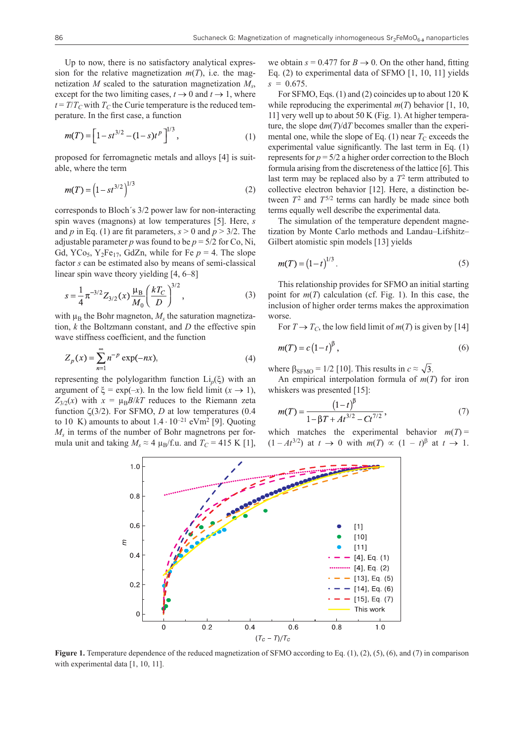Up to now, there is no satisfactory analytical expression for the relative magnetization $m(T)$, i.e. the magnetization $M$ scaled to the saturation magnetization $M_s$, except for the two limiting cases, $t \to 0$ and $t \to 1$, where $t = T/T_C$ with $T_C$ the Curie temperature is the reduced temperature. In the first case, a function

$$m(T) = \left[1 - st^{3/2} - (1-s)t^{p}\right]^{1/3}, \tag{1}$$

proposed for ferromagnetic metals and alloys [4] is suitable, where the term

$$m(T) = \left(1 - st^{3/2}\right)^{1/3} \tag{2}$$

corresponds to Bloch´s 3/2 power law for non-interacting spin waves (magnons) at low temperatures [5]. Here, $s$ and $p$ in Eq. (1) are fit parameters, $s > 0$ and $p > 3/2$. The adjustable parameter $p$ was found to be $p = 5/2$ for Co, Ni, Gd, $YCo_5$, $Y_2Fe_{17}$, GdZn, while for Fe $p = 4$. The slope factor $s$ can be estimated also by means of semi-classical linear spin wave theory yielding [4, 6–8]

$$s = \frac{1}{4}\pi^{-3/2} Z_{3/2}(x) \frac{\mu_B}{M_0}\left(\frac{kT_C}{D}\right)^{3/2}, \tag{3}$$

with $\mu_B$ the Bohr magneton, $M_s$ the saturation magnetization, $k$ the Boltzmann constant, and $D$ the effective spin wave stiffness coefficient, and the function

$$Z_p(x) = \sum_{n=1}^{\infty} n^{-p} \exp(-nx), \tag{4}$$

representing the polylogarithm function $\mathrm{Li}_p(\xi)$ with an argument of $\xi = \exp(-x)$. In the low field limit ($x \to 1$), $Z_{3/2}(x)$ with $x = \mu_B B/kT$ reduces to the Riemann zeta function $\zeta(3/2)$. For SFMO, $D$ at low temperatures (0.4 to 10 K) amounts to about $1.4 \cdot 10^{-21}$ eVm$^2$ [9]. Quoting $M_s$ in terms of the number of Bohr magnetrons per formula unit and taking $M_s \approx 4\ \mu_B$/f.u. and $T_C = 415$ K [1], we obtain $s = 0.477$ for $B \to 0$. On the other hand, fitting Eq. (2) to experimental data of SFMO [1, 10, 11] yields $s = 0.675$.

For SFMO, Eqs. (1) and (2) coincides up to about 120 K while reproducing the experimental $m(T)$ behavior [1, 10, 11] very well up to about 50 K (Fig. 1). At higher temperature, the slope $dm(T)/dT$ becomes smaller than the experimental one, while the slope of Eq. (1) near $T_C$ exceeds the experimental value significantly. The last term in Eq. (1) represents for $p = 5/2$ a higher order correction to the Bloch formula arising from the discreteness of the lattice [6]. This last term may be replaced also by a $T^2$ term attributed to collective electron behavior [12]. Here, a distinction between $T^2$ and $T^{5/2}$ terms can hardly be made since both terms equally well describe the experimental data.

The simulation of the temperature dependent magnetization by Monte Carlo methods and Landau–Lifshitz–Gilbert atomistic spin models [13] yields

$$m(T) = (1 - t)^{1/3}. \tag{5}$$

This relationship provides for SFMO an initial starting point for $m(T)$ calculation (cf. Fig. 1). In this case, the inclusion of higher order terms makes the approximation worse.

For $T \to T_C$, the low field limit of $m(T)$ is given by [14]

$$m(T) = c(1 - t)^{\beta}, \tag{6}$$

where $\beta_{SFMO} = 1/2$ [10]. This results in $c \approx \sqrt{3}$.

An empirical interpolation formula of $m(T)$ for iron whiskers was presented [15]:

$$m(T) = \frac{(1-t)^{\beta}}{1 - \beta T + At^{3/2} - Ct^{7/2}}, \tag{7}$$

which matches the experimental behavior $m(T) = (1 - At^{3/2})$ at $t \to 0$ with $m(T) \propto (1 - t)^{\beta}$ at $t \to 1$.

**Figure 1.** Temperature dependence of the reduced magnetization of SFMO according to Eq. (1), (2), (5), (6), and (7) in comparison with experimental data [1, 10, 11].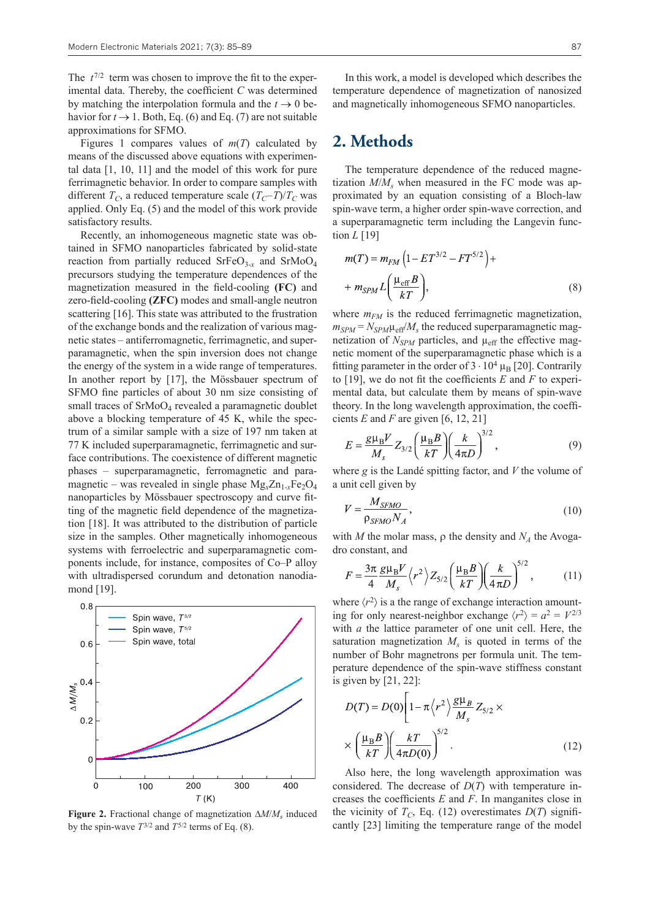The $t^{7/2}$ term was chosen to improve the fit to the experimental data. Thereby, the coefficient $C$ was determined by matching the interpolation formula and the $t \to 0$ behavior for $t \to 1$. Both, Eq. (6) and Eq. (7) are not suitable approximations for SFMO.

Figures 1 compares values of $m(T)$ calculated by means of the discussed above equations with experimental data [1, 10, 11] and the model of this work for pure ferrimagnetic behavior. In order to compare samples with different $T_C$, a reduced temperature scale $(T_C-T)/T_C$ was applied. Only Eq. (5) and the model of this work provide satisfactory results.

Recently, an inhomogeneous magnetic state was obtained in SFMO nanoparticles fabricated by solid-state reaction from partially reduced $SrFeO_{3-x}$ and $SrMoO_4$ precursors studying the temperature dependences of the magnetization measured in the field-cooling **(FC)** and zero-field-cooling **(ZFC)** modes and small-angle neutron scattering [16]. This state was attributed to the frustration of the exchange bonds and the realization of various magnetic states – antiferromagnetic, ferrimagnetic, and superparamagnetic, when the spin inversion does not change the energy of the system in a wide range of temperatures. In another report by [17], the Mössbauer spectrum of SFMO fine particles of about 30 nm size consisting of small traces of $SrMoO_4$ revealed a paramagnetic doublet above a blocking temperature of 45 K, while the spectrum of a similar sample with a size of 197 nm taken at 77 K included superparamagnetic, ferrimagnetic and surface contributions. The coexistence of different magnetic phases – superparamagnetic, ferromagnetic and paramagnetic – was revealed in single phase $Mg_xZn_{1-x}Fe_2O_4$ nanoparticles by Mössbauer spectroscopy and curve fitting of the magnetic field dependence of the magnetization [18]. It was attributed to the distribution of particle size in the samples. Other magnetically inhomogeneous systems with ferroelectric and superparamagnetic components include, for instance, composites of Co–P alloy with ultradispersed corundum and detonation nanodiamond [19].

**Figure 2.** Fractional change of magnetization $\Delta M/M_s$ induced by the spin-wave $T^{3/2}$ and $T^{5/2}$ terms of Eq. (8).

In this work, a model is developed which describes the temperature dependence of magnetization of nanosized and magnetically inhomogeneous SFMO nanoparticles.

## 2. Methods

The temperature dependence of the reduced magnetization $M/M_s$ when measured in the FC mode was approximated by an equation consisting of a Bloch-law spin-wave term, a higher order spin-wave correction, and a superparamagnetic term including the Langevin function $L$ [19]

$$m(T) = m_{FM}\left(1 - ET^{3/2} - FT^{5/2}\right) + m_{SPM} L\left(\frac{\mu_{\mathrm{eff}} B}{kT}\right), \tag{8}$$

where $m_{FM}$ is the reduced ferrimagnetic magnetization, $m_{SPM} = N_{SPM}\mu_{\mathrm{eff}}/M_s$ the reduced superparamagnetic magnetization of $N_{SPM}$ particles, and $\mu_{\mathrm{eff}}$ the effective magnetic moment of the superparamagnetic phase which is a fitting parameter in the order of $3 \cdot 10^4\ \mu_B$ [20]. Contrarily to [19], we do not fit the coefficients $E$ and $F$ to experimental data, but calculate them by means of spin-wave theory. In the long wavelength approximation, the coefficients $E$ and $F$ are given [6, 12, 21]

$$E = \frac{g\mu_B V}{M_s} Z_{3/2}\left(\frac{\mu_B B}{kT}\right)\left(\frac{k}{4\pi D}\right)^{3/2}, \tag{9}$$

where $g$ is the Landé spitting factor, and $V$ the volume of a unit cell given by

$$V = \frac{M_{SFMO}}{\rho_{SFMO} N_A}, \tag{10}$$

with $M$ the molar mass, $\rho$ the density and $N_A$ the Avogadro constant, and

$$F = \frac{3\pi}{4}\frac{g\mu_B V}{M_s}\left\langle r^2 \right\rangle Z_{5/2}\left(\frac{\mu_B B}{kT}\right)\left(\frac{k}{4\pi D}\right)^{5/2}, \tag{11}$$

where $\langle r^2 \rangle$ is a the range of exchange interaction amounting for only nearest-neighbor exchange $\langle r^2 \rangle = a^2 = V^{2/3}$ with $a$ the lattice parameter of one unit cell. Here, the saturation magnetization $M_s$ is quoted in terms of the number of Bohr magnetrons per formula unit. The temperature dependence of the spin-wave stiffness constant is given by [21, 22]:

$$D(T) = D(0)\left[1 - \pi\left\langle r^2 \right\rangle \frac{g\mu_B}{M_s} Z_{5/2} \times \left(\frac{\mu_B B}{kT}\right)\left(\frac{kT}{4\pi D(0)}\right)^{5/2}\right]. \tag{12}$$

Also here, the long wavelength approximation was considered. The decrease of $D(T)$ with temperature increases the coefficients $E$ and $F$. In manganites close in the vicinity of $T_C$, Eq. (12) overestimates $D(T)$ significantly [23] limiting the temperature range of the model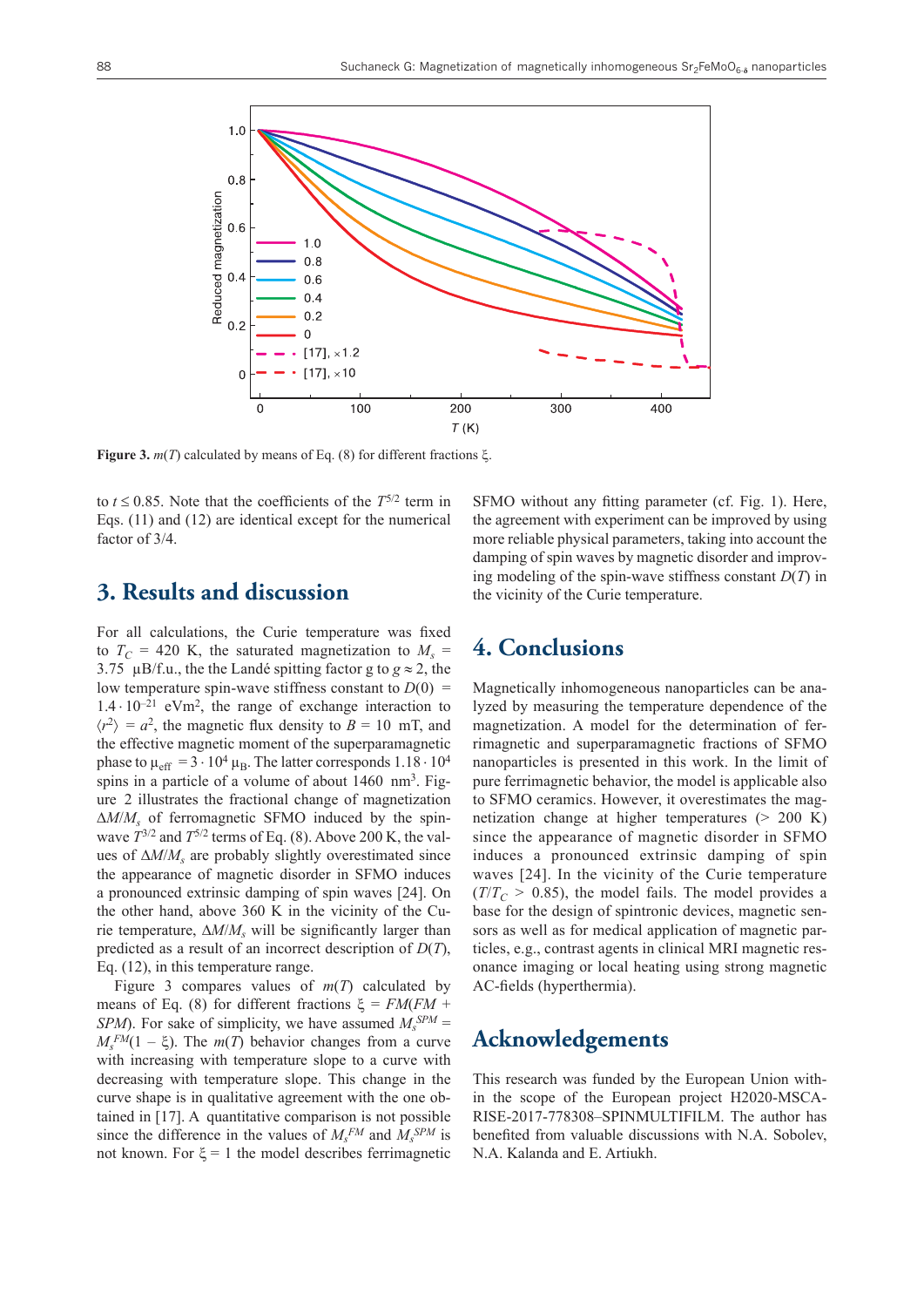**Figure 3.** $m(T)$ calculated by means of Eq. (8) for different fractions $\xi$.

to $t \leq 0.85$. Note that the coefficients of the $T^{5/2}$ term in Eqs. (11) and (12) are identical except for the numerical factor of 3/4.

# 3. Results and discussion

For all calculations, the Curie temperature was fixed to $T_C$ = 420 K, the saturated magnetization to $M_s$ = 3.75 μB/f.u., the the Landé spitting factor g to $g \approx 2$, the low temperature spin-wave stiffness constant to $D(0)$ = $1.4 \cdot 10^{-21}$ eVm$^2$, the range of exchange interaction to $\langle r^2 \rangle = a^2$, the magnetic flux density to $B$ = 10 mT, and the effective magnetic moment of the superparamagnetic phase to $\mu_{eff} = 3 \cdot 10^4\ \mu_B$. The latter corresponds $1.18 \cdot 10^4$ spins in a particle of a volume of about 1460 nm$^3$. Figure 2 illustrates the fractional change of magnetization $\Delta M/M_s$ of ferromagnetic SFMO induced by the spin-wave $T^{3/2}$ and $T^{5/2}$ terms of Eq. (8). Above 200 K, the values of $\Delta M/M_s$ are probably slightly overestimated since the appearance of magnetic disorder in SFMO induces a pronounced extrinsic damping of spin waves [24]. On the other hand, above 360 K in the vicinity of the Curie temperature, $\Delta M/M_s$ will be significantly larger than predicted as a result of an incorrect description of $D(T)$, Eq. (12), in this temperature range.

Figure 3 compares values of $m(T)$ calculated by means of Eq. (8) for different fractions $\xi = FM(FM + SPM)$. For sake of simplicity, we have assumed $M_s^{SPM} = M_s^{FM}(1 - \xi)$. The $m(T)$ behavior changes from a curve with increasing with temperature slope to a curve with decreasing with temperature slope. This change in the curve shape is in qualitative agreement with the one obtained in [17]. A quantitative comparison is not possible since the difference in the values of $M_s^{FM}$ and $M_s^{SPM}$ is not known. For $\xi = 1$ the model describes ferrimagnetic SFMO without any fitting parameter (cf. Fig. 1). Here, the agreement with experiment can be improved by using more reliable physical parameters, taking into account the damping of spin waves by magnetic disorder and improving modeling of the spin-wave stiffness constant $D(T)$ in the vicinity of the Curie temperature.

# 4. Conclusions

Magnetically inhomogeneous nanoparticles can be analyzed by measuring the temperature dependence of the magnetization. A model for the determination of ferrimagnetic and superparamagnetic fractions of SFMO nanoparticles is presented in this work. In the limit of pure ferrimagnetic behavior, the model is applicable also to SFMO ceramics. However, it overestimates the magnetization change at higher temperatures (> 200 K) since the appearance of magnetic disorder in SFMO induces a pronounced extrinsic damping of spin waves [24]. In the vicinity of the Curie temperature ($T/T_C$ > 0.85), the model fails. The model provides a base for the design of spintronic devices, magnetic sensors as well as for medical application of magnetic particles, e.g., contrast agents in clinical MRI magnetic resonance imaging or local heating using strong magnetic AC-fields (hyperthermia).

# Acknowledgements

This research was funded by the European Union within the scope of the European project H2020-MSCA-RISE-2017-778308–SPINMULTIFILM. The author has benefited from valuable discussions with N.A. Sobolev, N.A. Kalanda and E. Artiukh.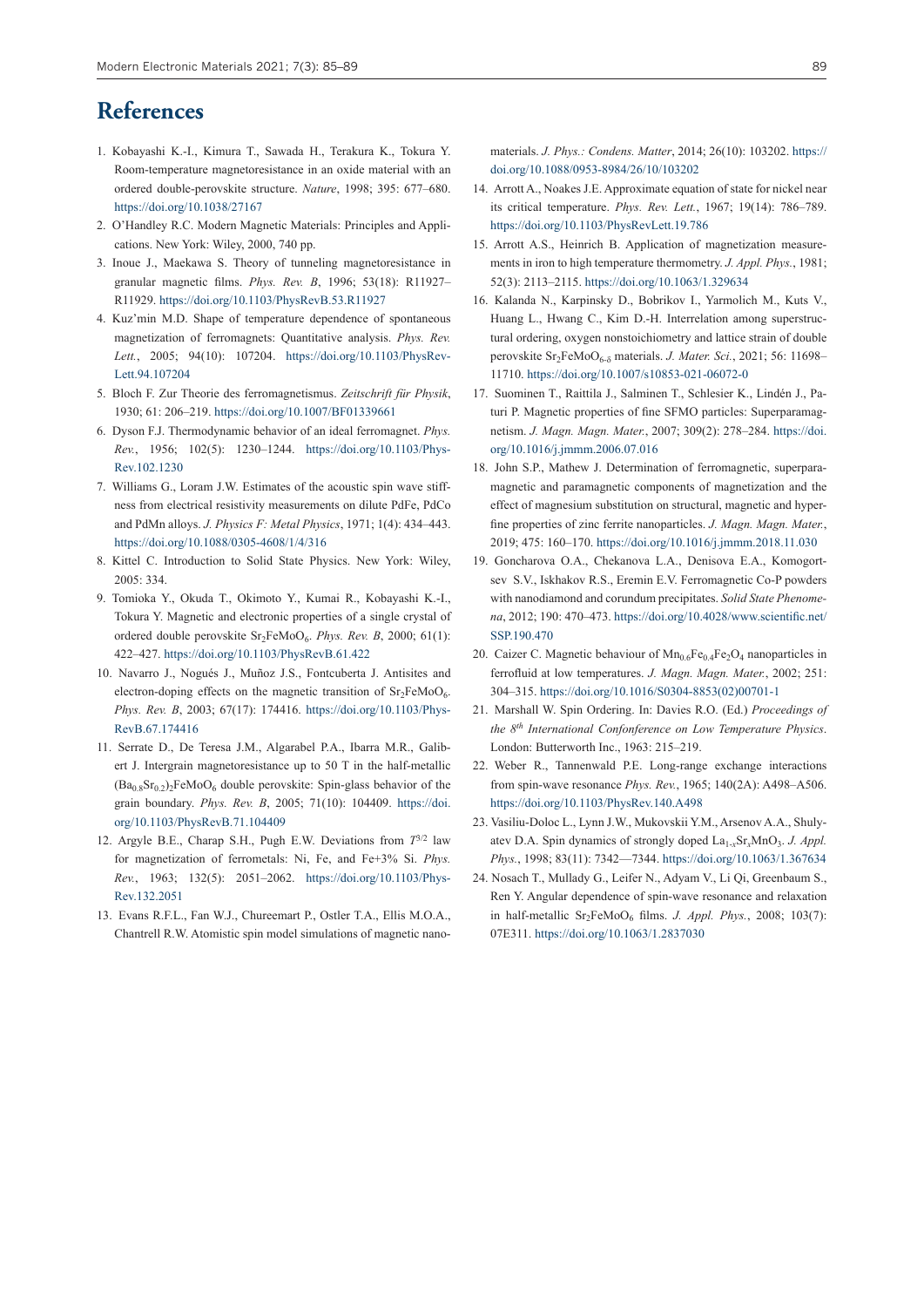# References

1. Kobayashi K.-I., Kimura T., Sawada H., Terakura K., Tokura Y. Room-temperature magnetoresistance in an oxide material with an ordered double-perovskite structure. *Nature*, 1998; 395: 677–680. https://doi.org/10.1038/27167
2. O'Handley R.C. Modern Magnetic Materials: Principles and Applications. New York: Wiley, 2000, 740 pp.
3. Inoue J., Maekawa S. Theory of tunneling magnetoresistance in granular magnetic films. *Phys. Rev. B*, 1996; 53(18): R11927–R11929. https://doi.org/10.1103/PhysRevB.53.R11927
4. Kuz'min M.D. Shape of temperature dependence of spontaneous magnetization of ferromagnets: Quantitative analysis. *Phys. Rev. Lett.*, 2005; 94(10): 107204. https://doi.org/10.1103/PhysRevLett.94.107204
5. Bloch F. Zur Theorie des ferromagnetismus. *Zeitschrift für Physik*, 1930; 61: 206–219. https://doi.org/10.1007/BF01339661
6. Dyson F.J. Thermodynamic behavior of an ideal ferromagnet. *Phys. Rev.*, 1956; 102(5): 1230–1244. https://doi.org/10.1103/PhysRev.102.1230
7. Williams G., Loram J.W. Estimates of the acoustic spin wave stiffness from electrical resistivity measurements on dilute PdFe, PdCo and PdMn alloys. *J. Physics F: Metal Physics*, 1971; 1(4): 434–443. https://doi.org/10.1088/0305-4608/1/4/316
8. Kittel C. Introduction to Solid State Physics. New York: Wiley, 2005: 334.
9. Tomioka Y., Okuda T., Okimoto Y., Kumai R., Kobayashi K.-I., Tokura Y. Magnetic and electronic properties of a single crystal of ordered double perovskite $Sr_2FeMoO_6$. *Phys. Rev. B*, 2000; 61(1): 422–427. https://doi.org/10.1103/PhysRevB.61.422
10. Navarro J., Nogués J., Muñoz J.S., Fontcuberta J. Antisites and electron-doping effects on the magnetic transition of $Sr_2FeMoO_6$. *Phys. Rev. B*, 2003; 67(17): 174416. https://doi.org/10.1103/PhysRevB.67.174416
11. Serrate D., De Teresa J.M., Algarabel P.A., Ibarra M.R., Galibert J. Intergrain magnetoresistance up to 50 T in the half-metallic $(Ba_{0.8}Sr_{0.2})_2FeMoO_6$ double perovskite: Spin-glass behavior of the grain boundary. *Phys. Rev. B*, 2005; 71(10): 104409. https://doi.org/10.1103/PhysRevB.71.104409
12. Argyle B.E., Charap S.H., Pugh E.W. Deviations from $T^{3/2}$ law for magnetization of ferrometals: Ni, Fe, and Fe+3% Si. *Phys. Rev.*, 1963; 132(5): 2051–2062. https://doi.org/10.1103/PhysRev.132.2051
13. Evans R.F.L., Fan W.J., Chureemart P., Ostler T.A., Ellis M.O.A., Chantrell R.W. Atomistic spin model simulations of magnetic nanomaterials. *J. Phys.: Condens. Matter*, 2014; 26(10): 103202. https://doi.org/10.1088/0953-8984/26/10/103202
14. Arrott A., Noakes J.E. Approximate equation of state for nickel near its critical temperature. *Phys. Rev. Lett.*, 1967; 19(14): 786–789. https://doi.org/10.1103/PhysRevLett.19.786
15. Arrott A.S., Heinrich B. Application of magnetization measurements in iron to high temperature thermometry. *J. Appl. Phys.*, 1981; 52(3): 2113–2115. https://doi.org/10.1063/1.329634
16. Kalanda N., Karpinsky D., Bobrikov I., Yarmolich M., Kuts V., Huang L., Hwang C., Kim D.-H. Interrelation among superstructural ordering, oxygen nonstoichiometry and lattice strain of double perovskite $Sr_2FeMoO_{6-\delta}$ materials. *J. Mater. Sci.*, 2021; 56: 11698–11710. https://doi.org/10.1007/s10853-021-06072-0
17. Suominen T., Raittila J., Salminen T., Schlesier K., Lindén J., Paturi P. Magnetic properties of fine SFMO particles: Superparamagnetism. *J. Magn. Magn. Mater.*, 2007; 309(2): 278–284. https://doi.org/10.1016/j.jmmm.2006.07.016
18. John S.P., Mathew J. Determination of ferromagnetic, superparamagnetic and paramagnetic components of magnetization and the effect of magnesium substitution on structural, magnetic and hyperfine properties of zinc ferrite nanoparticles. *J. Magn. Magn. Mater.*, 2019; 475: 160–170. https://doi.org/10.1016/j.jmmm.2018.11.030
19. Goncharova O.A., Chekanova L.A., Denisova E.A., Komogortsev S.V., Iskhakov R.S., Eremin E.V. Ferromagnetic Co-P powders with nanodiamond and corundum precipitates. *Solid State Phenomena*, 2012; 190: 470–473. https://doi.org/10.4028/www.scientific.net/SSP.190.470
20. Caizer C. Magnetic behaviour of $Mn_{0.6}Fe_{0.4}Fe_2O_4$ nanoparticles in ferrofluid at low temperatures. *J. Magn. Magn. Mater.*, 2002; 251: 304–315. https://doi.org/10.1016/S0304-8853(02)00701-1
21. Marshall W. Spin Ordering. In: Davies R.O. (Ed.) *Proceedings of the 8th International Confonference on Low Temperature Physics*. London: Butterworth Inc., 1963: 215–219.
22. Weber R., Tannenwald P.E. Long-range exchange interactions from spin-wave resonance *Phys. Rev.*, 1965; 140(2A): A498–A506. https://doi.org/10.1103/PhysRev.140.A498
23. Vasiliu-Doloc L., Lynn J.W., Mukovskii Y.M., Arsenov A.A., Shulyatev D.A. Spin dynamics of strongly doped $La_{1-x}Sr_xMnO_3$. *J. Appl. Phys.*, 1998; 83(11): 7342—7344. https://doi.org/10.1063/1.367634
24. Nosach T., Mullady G., Leifer N., Adyam V., Li Qi, Greenbaum S., Ren Y. Angular dependence of spin-wave resonance and relaxation in half-metallic $Sr_2FeMoO_6$ films. *J. Appl. Phys.*, 2008; 103(7): 07E311. https://doi.org/10.1063/1.2837030